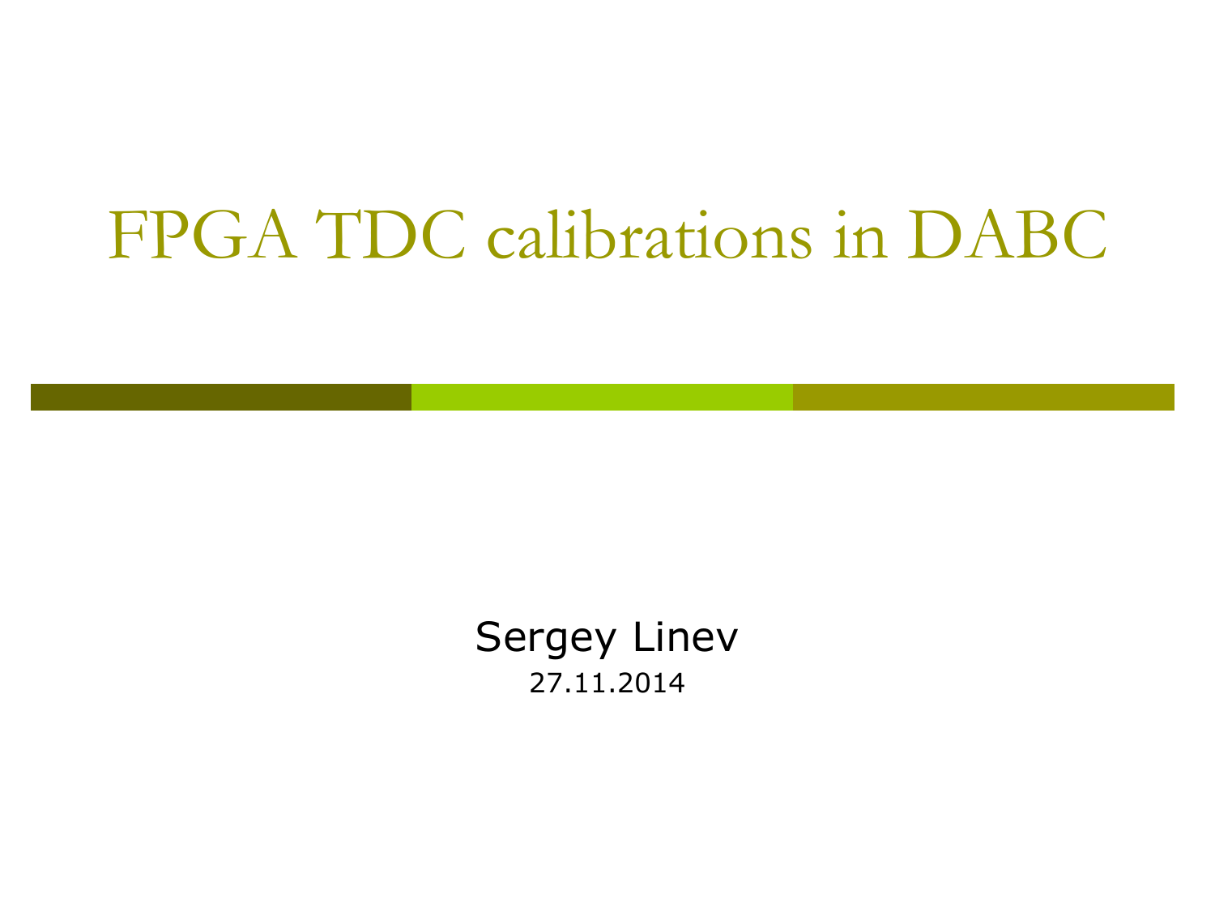# FPGA TDC calibrations in DABC

Sergey Linev

27.11.2014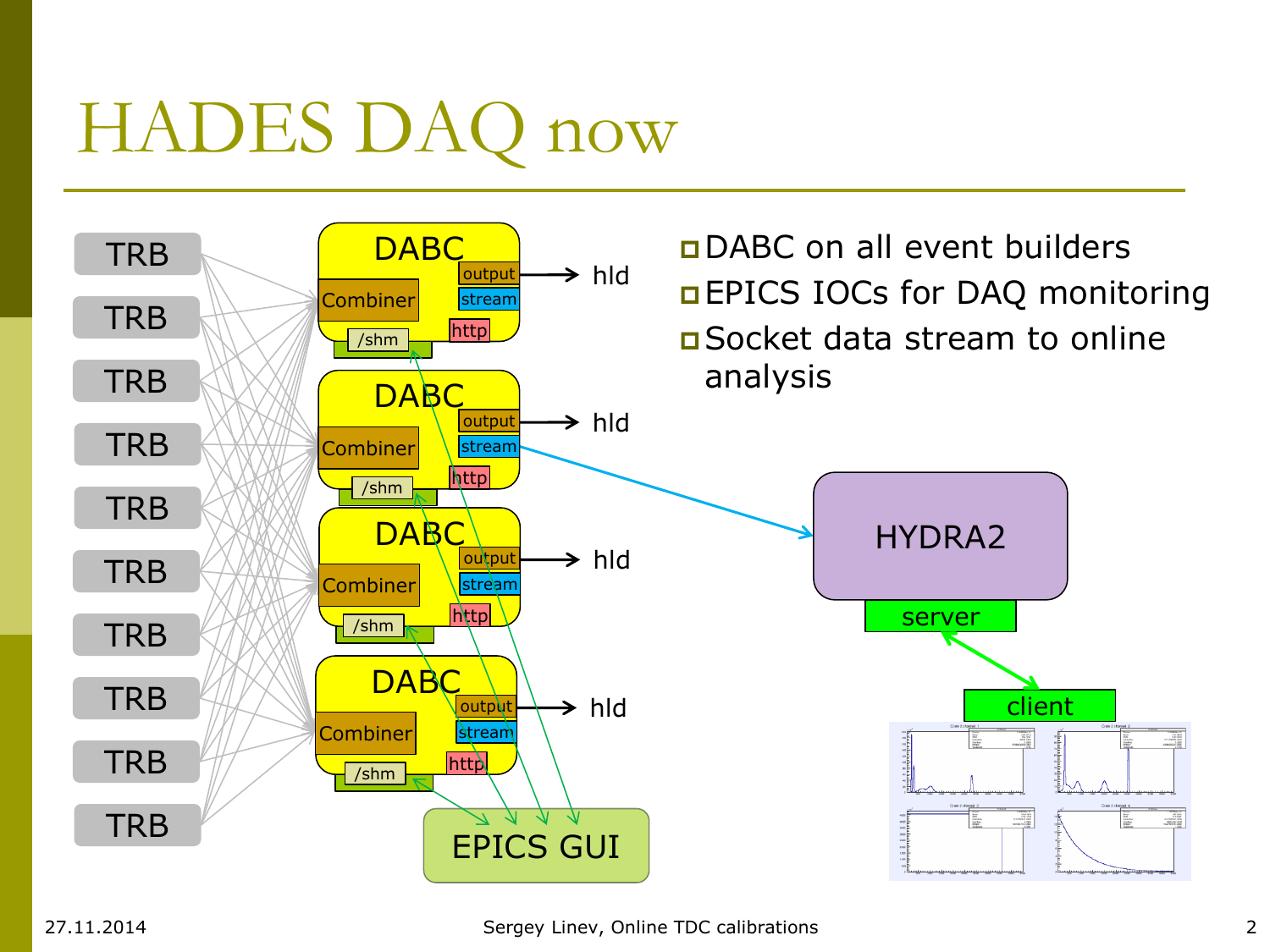# HADES DAQ now

- DABC on all event builders
- EPICS IOCs for DAQ monitoring
- Socket data stream to online analysis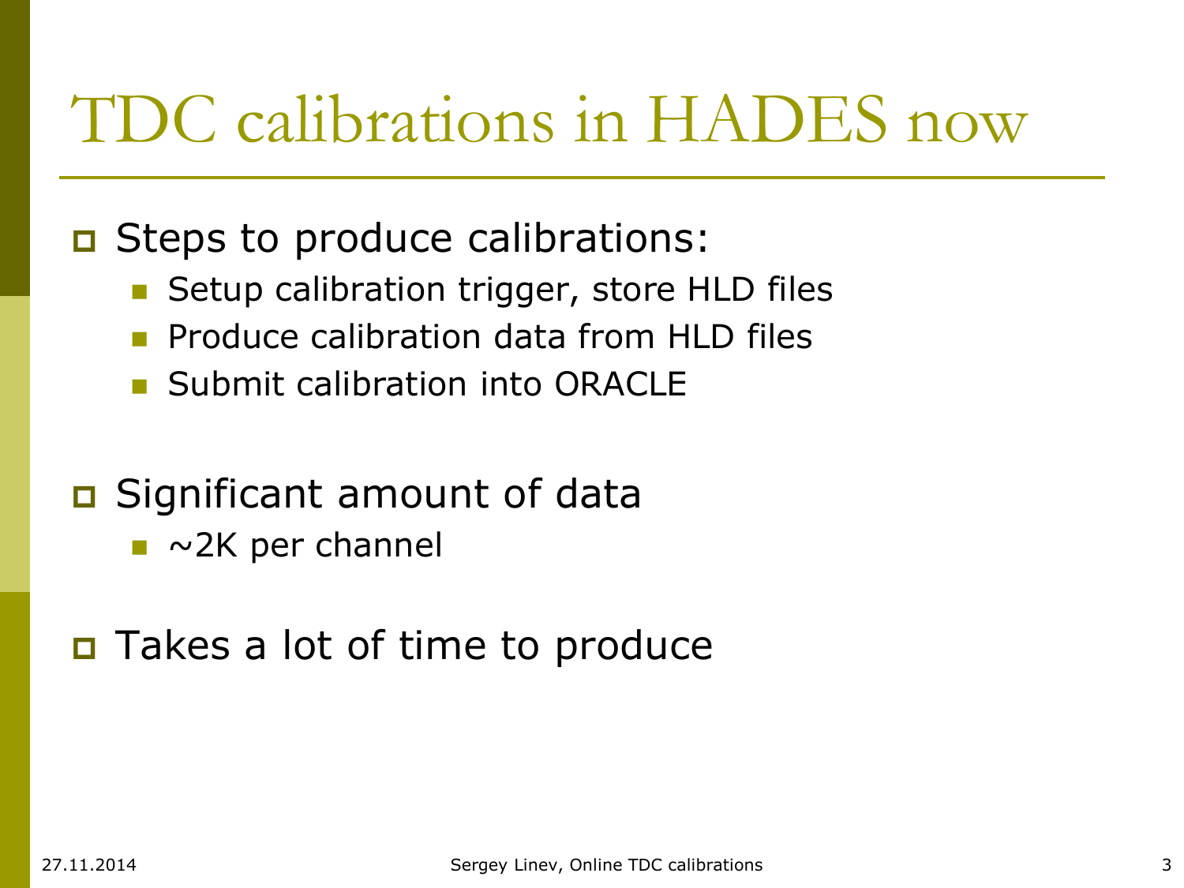# TDC calibrations in HADES now

- Steps to produce calibrations:
  - Setup calibration trigger, store HLD files
  - Produce calibration data from HLD files
  - Submit calibration into ORACLE
- Significant amount of data
  - ~2K per channel
- Takes a lot of time to produce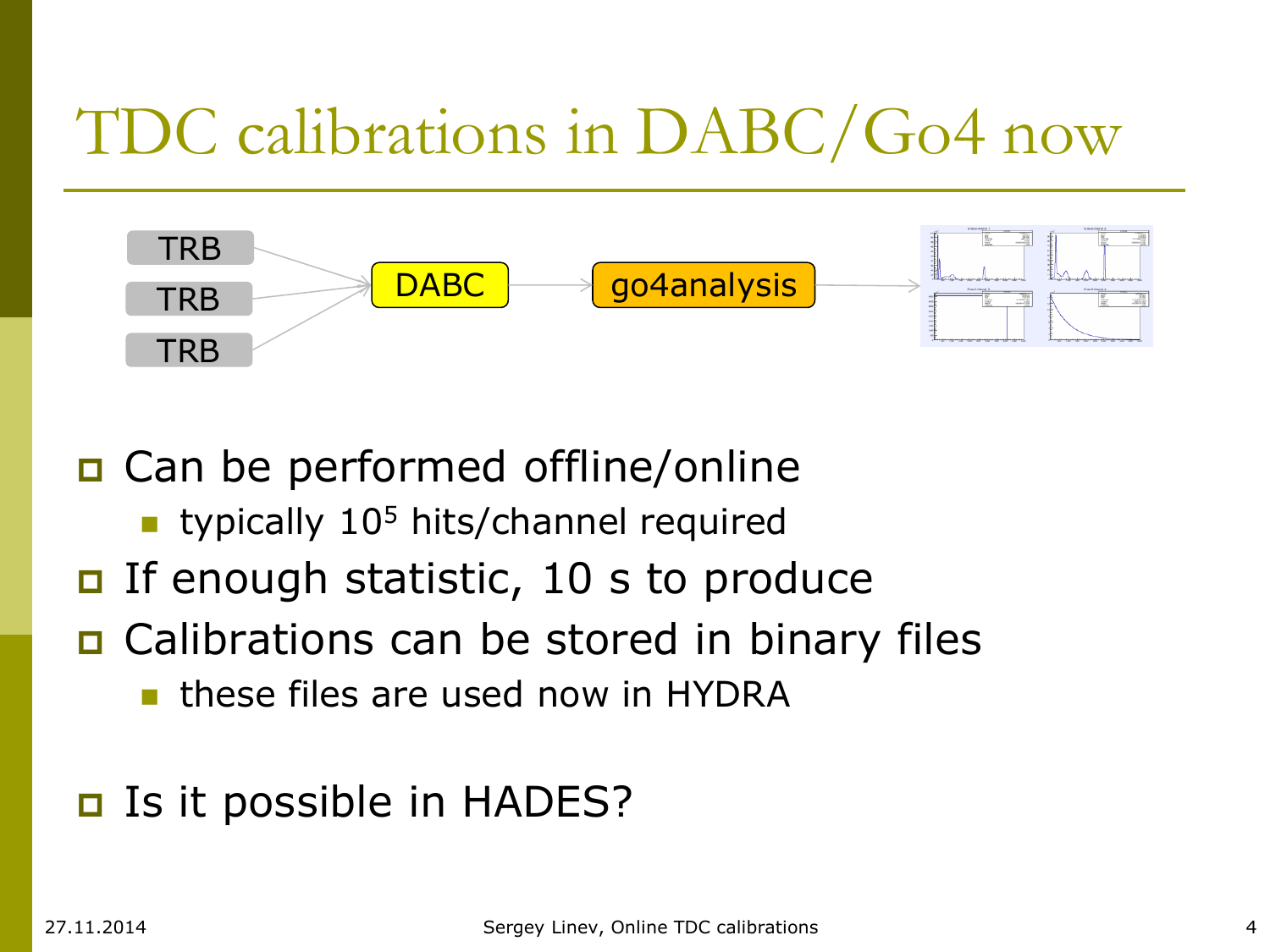# TDC calibrations in DABC/Go4 now

TRB → DABC → go4analysis
TRB
TRB

- Can be performed offline/online
  - typically $10^5$ hits/channel required
- If enough statistic, 10 s to produce
- Calibrations can be stored in binary files
  - these files are used now in HYDRA

- Is it possible in HADES?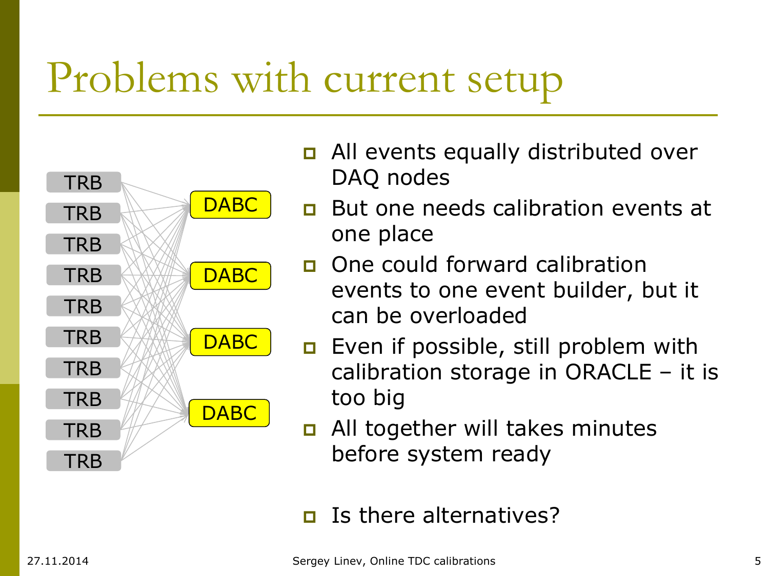# Problems with current setup

TRB
TRB
TRB
TRB
TRB
TRB
TRB
TRB
TRB
TRB

DABC
DABC
DABC
DABC

- All events equally distributed over DAQ nodes
- But one needs calibration events at one place
- One could forward calibration events to one event builder, but it can be overloaded
- Even if possible, still problem with calibration storage in ORACLE – it is too big
- All together will takes minutes before system ready

- Is there alternatives?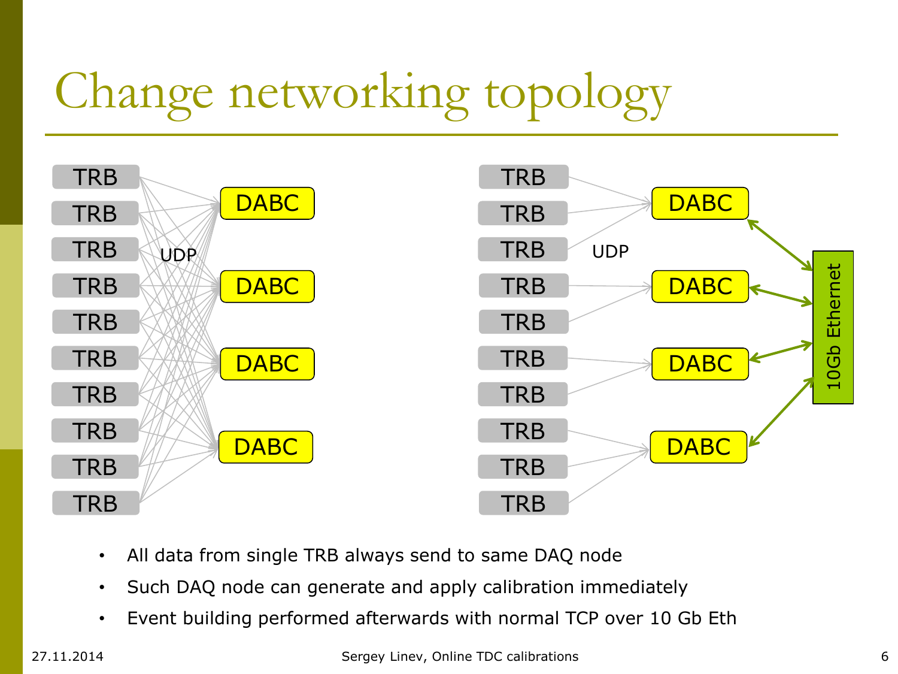# Change networking topology

- All data from single TRB always send to same DAQ node
- Such DAQ node can generate and apply calibration immediately
- Event building performed afterwards with normal TCP over 10 Gb Eth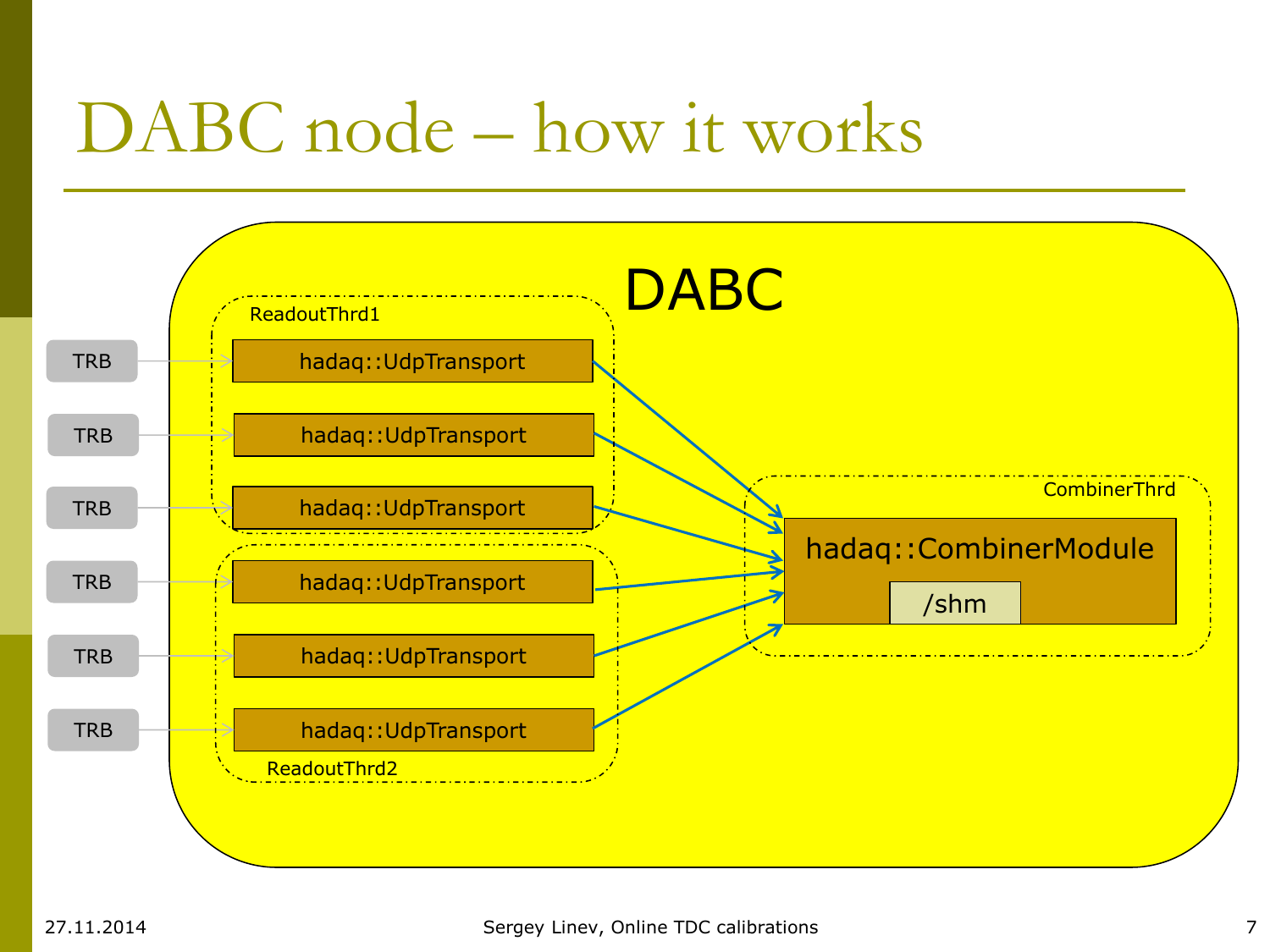# DABC node – how it works

DABC

ReadoutThrd1

TRB → hadaq::UdpTransport

TRB → hadaq::UdpTransport

TRB → hadaq::UdpTransport

ReadoutThrd2

TRB → hadaq::UdpTransport

TRB → hadaq::UdpTransport

TRB → hadaq::UdpTransport

CombinerThrd

hadaq::CombinerModule

/shm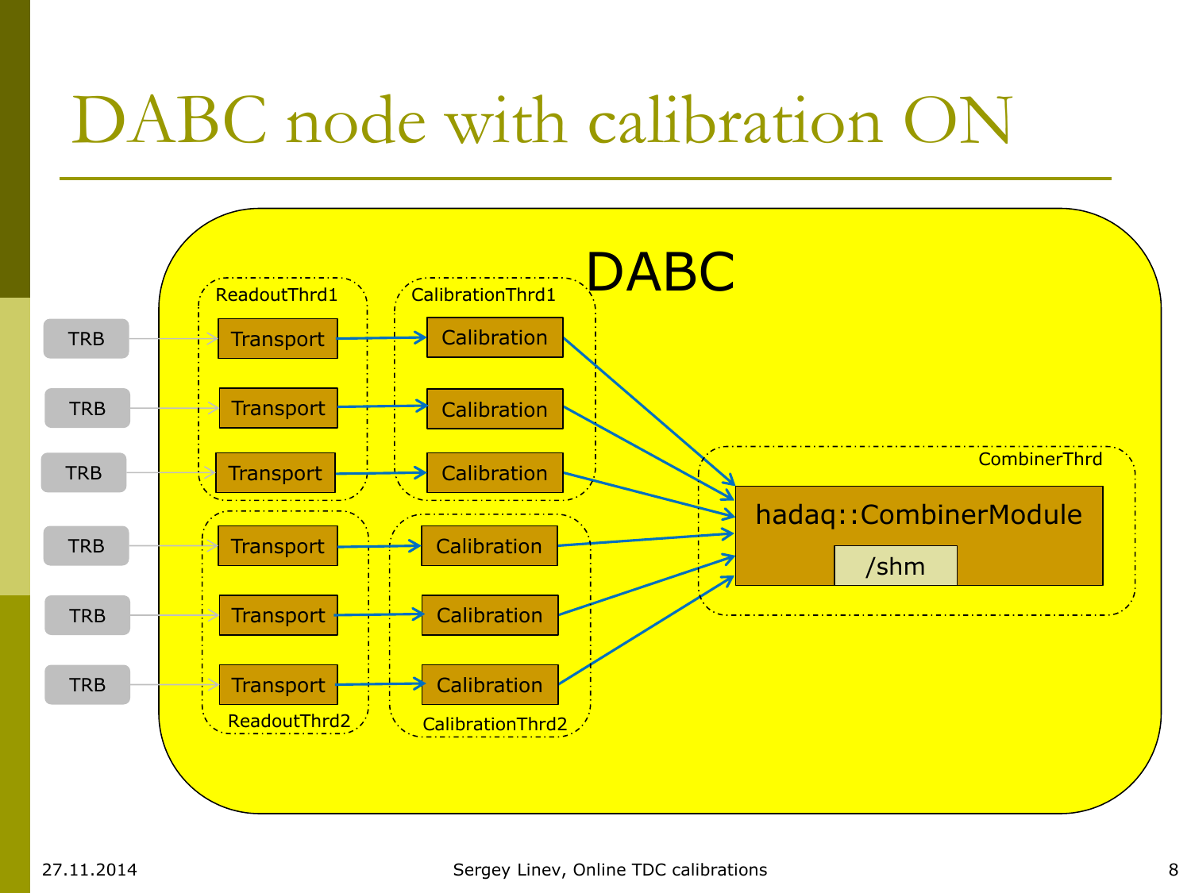# DABC node with calibration ON

DABC

ReadoutThrd1

CalibrationThrd1

TRB → Transport → Calibration

TRB → Transport → Calibration

TRB → Transport → Calibration

TRB → Transport → Calibration

TRB → Transport → Calibration

TRB → Transport → Calibration

ReadoutThrd2

CalibrationThrd2

CombinerThrd

hadaq::CombinerModule

/shm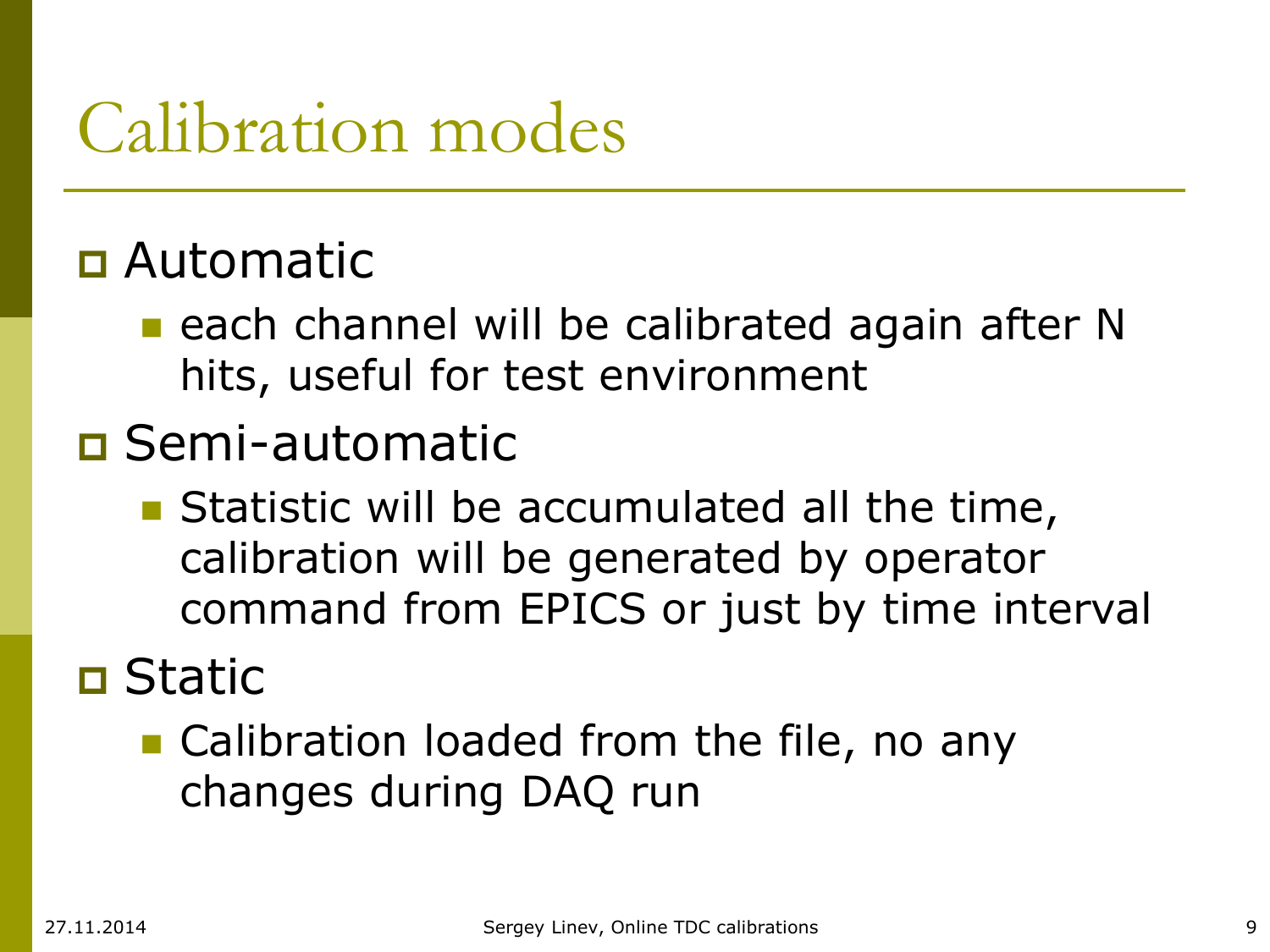# Calibration modes

- Automatic
  - each channel will be calibrated again after N hits, useful for test environment
- Semi-automatic
  - Statistic will be accumulated all the time, calibration will be generated by operator command from EPICS or just by time interval
- Static
  - Calibration loaded from the file, no any changes during DAQ run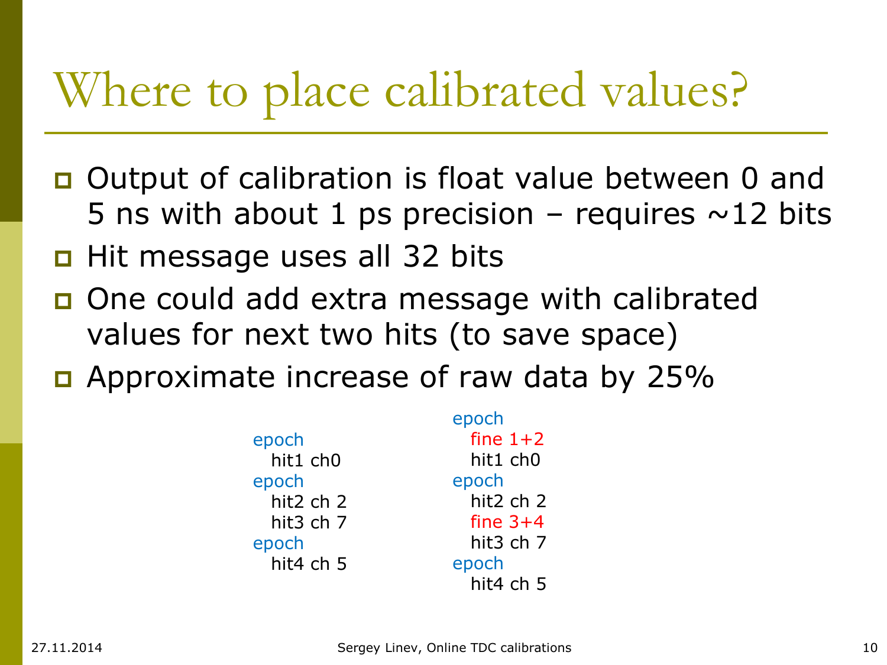# Where to place calibrated values?

- Output of calibration is float value between 0 and 5 ns with about 1 ps precision – requires ~12 bits
- Hit message uses all 32 bits
- One could add extra message with calibrated values for next two hits (to save space)
- Approximate increase of raw data by 25%

```
epoch
  hit1 ch0
epoch
  hit2 ch 2
  hit3 ch 7
epoch
  hit4 ch 5
```

```
epoch
  fine 1+2
  hit1 ch0
epoch
  hit2 ch 2
  fine 3+4
  hit3 ch 7
epoch
  hit4 ch 5
```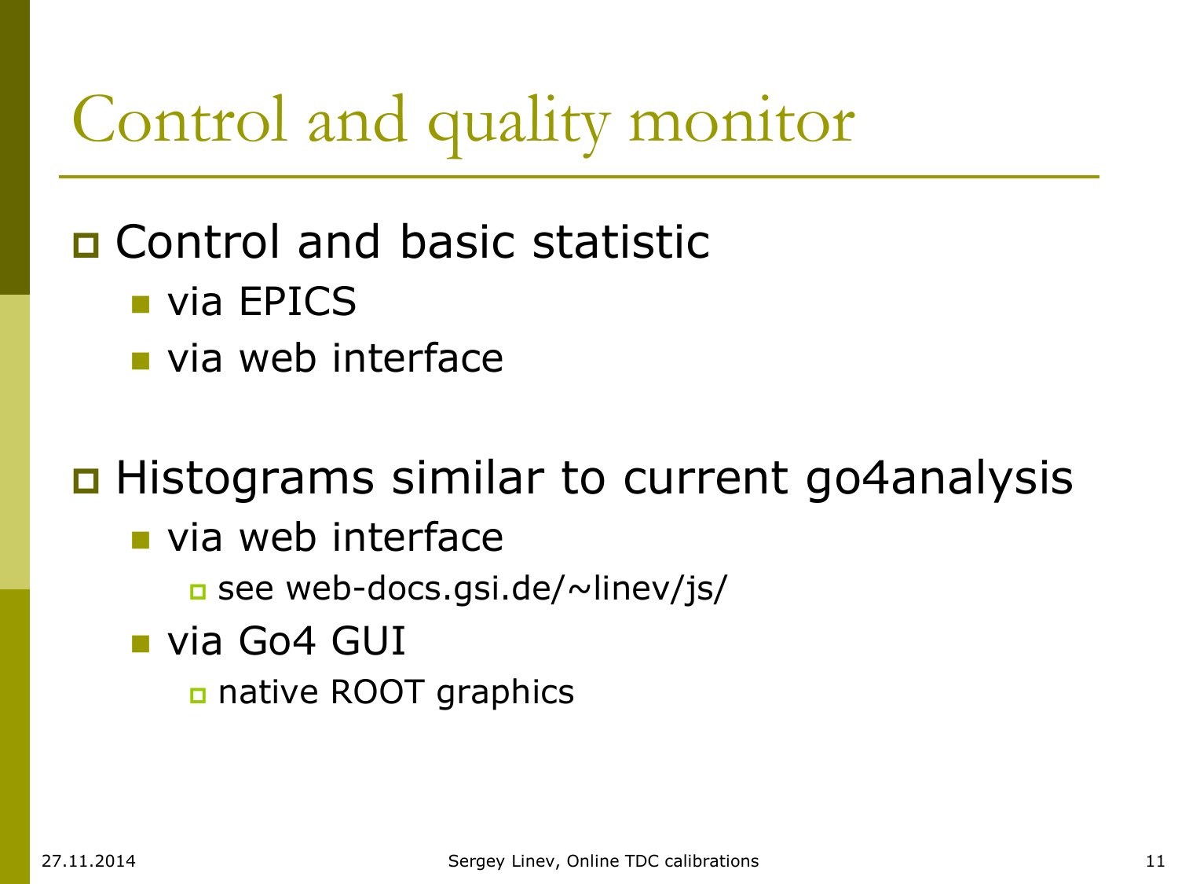# Control and quality monitor

- Control and basic statistic
  - via EPICS
  - via web interface

- Histograms similar to current go4analysis
  - via web interface
    - see web-docs.gsi.de/~linev/js/
  - via Go4 GUI
    - native ROOT graphics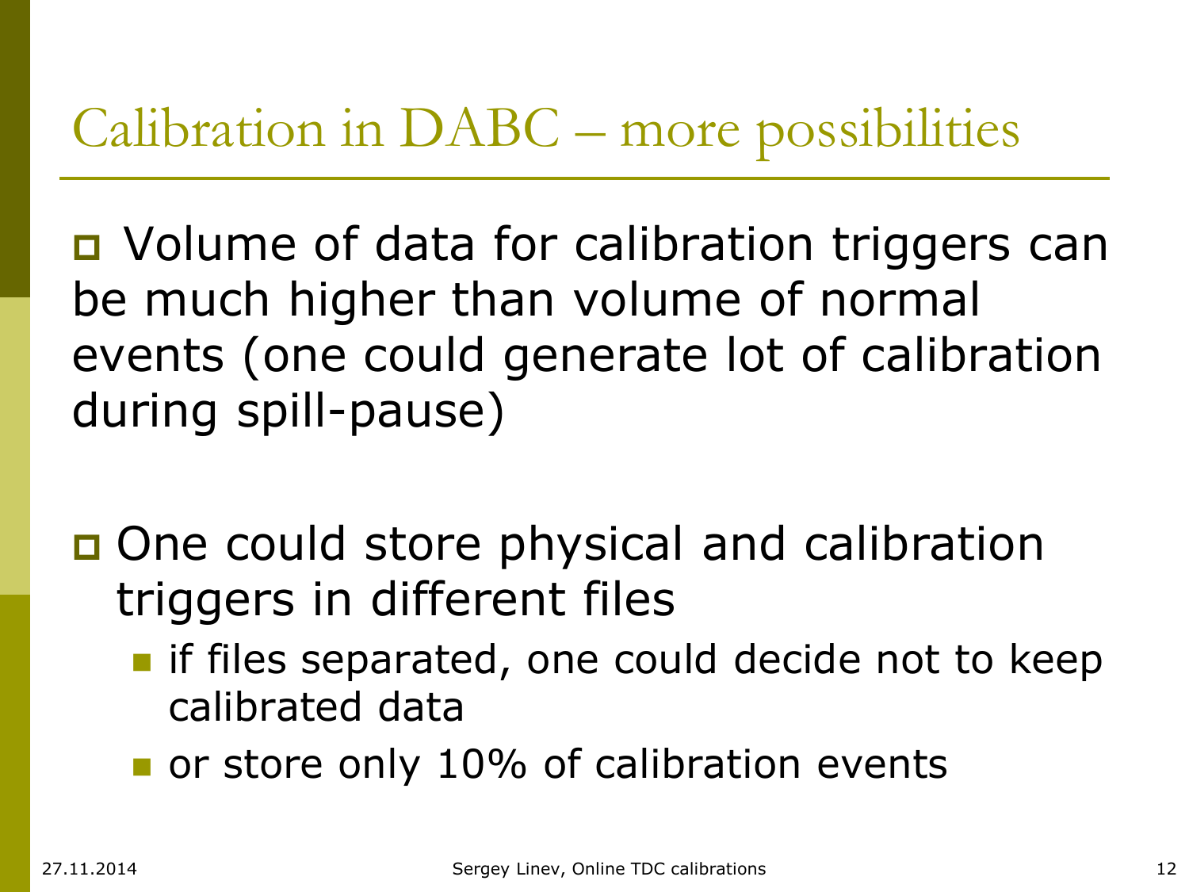# Calibration in DABC – more possibilities

- Volume of data for calibration triggers can be much higher than volume of normal events (one could generate lot of calibration during spill-pause)

- One could store physical and calibration triggers in different files
  - if files separated, one could decide not to keep calibrated data
  - or store only 10% of calibration events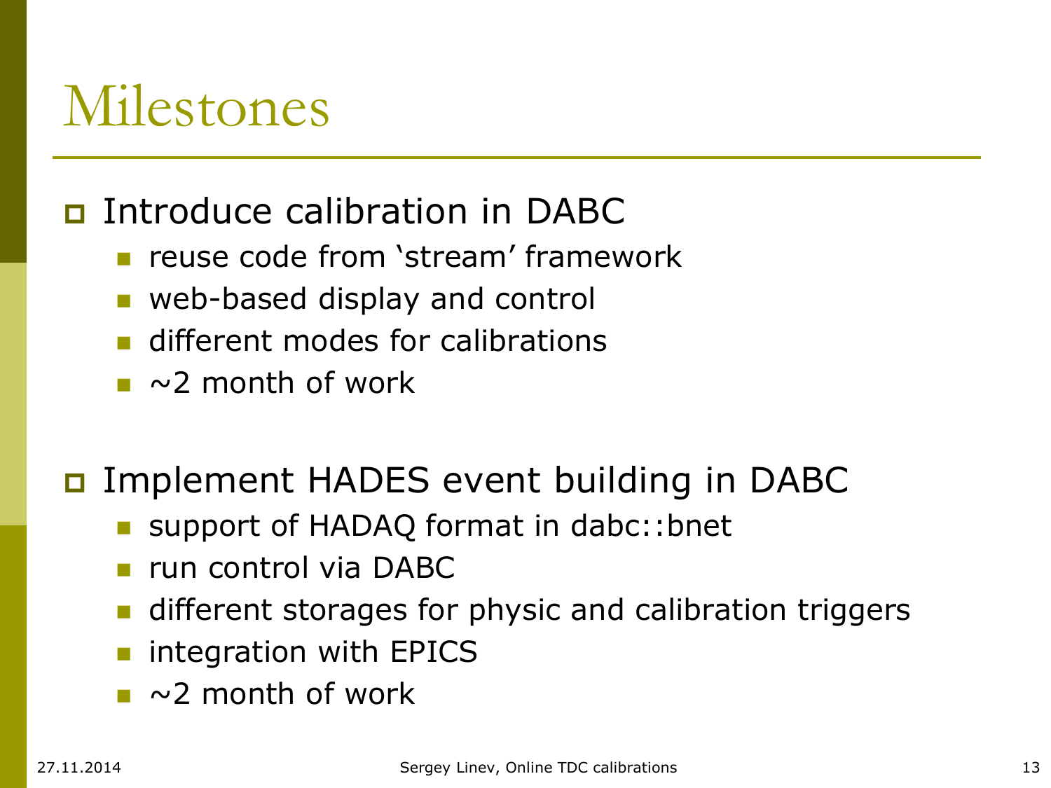# Milestones

- Introduce calibration in DABC
  - reuse code from ‘stream’ framework
  - web-based display and control
  - different modes for calibrations
  - ~2 month of work

- Implement HADES event building in DABC
  - support of HADAQ format in dabc::bnet
  - run control via DABC
  - different storages for physic and calibration triggers
  - integration with EPICS
  - ~2 month of work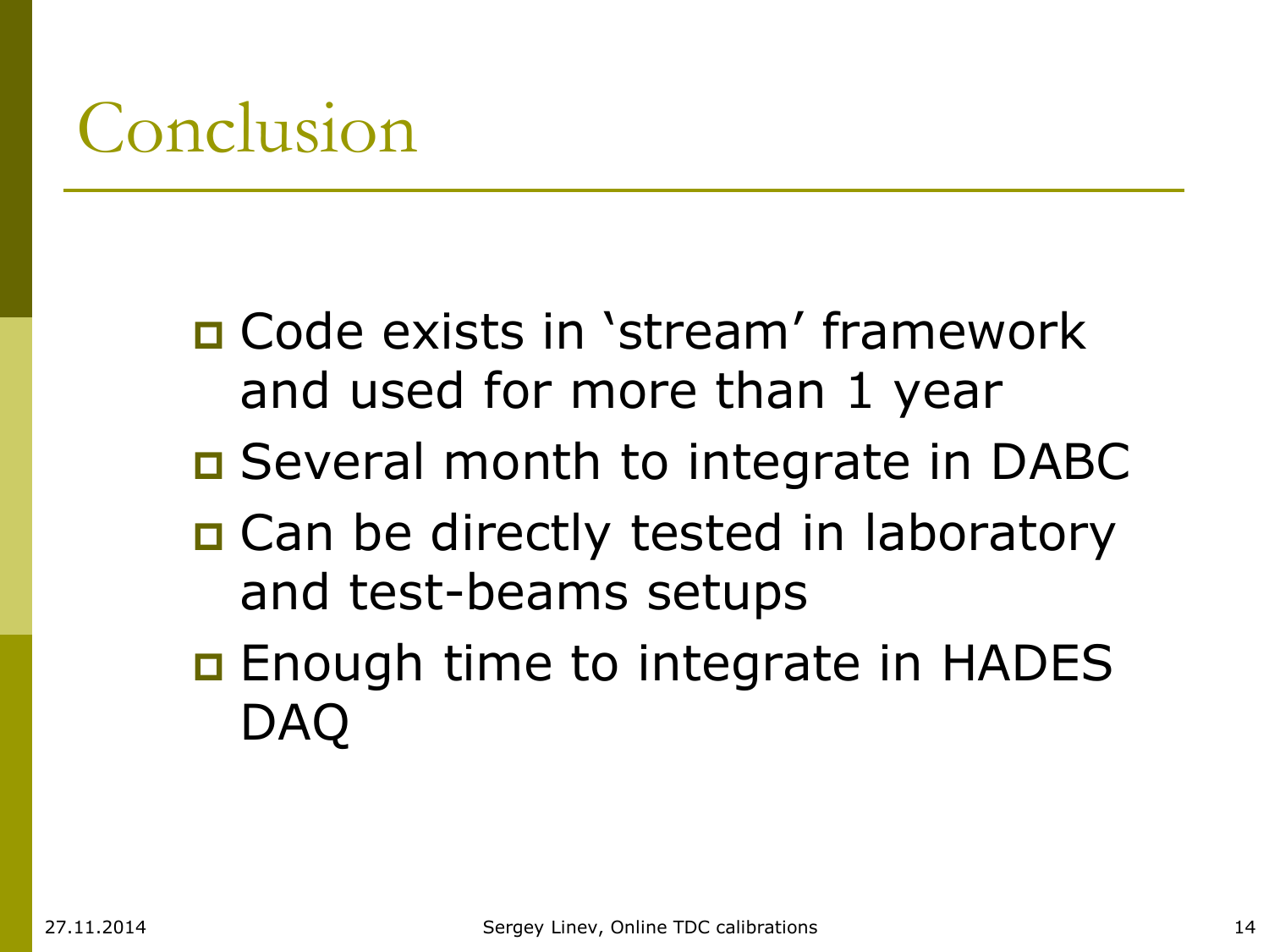# Conclusion

- Code exists in ‘stream’ framework and used for more than 1 year
- Several month to integrate in DABC
- Can be directly tested in laboratory and test-beams setups
- Enough time to integrate in HADES DAQ